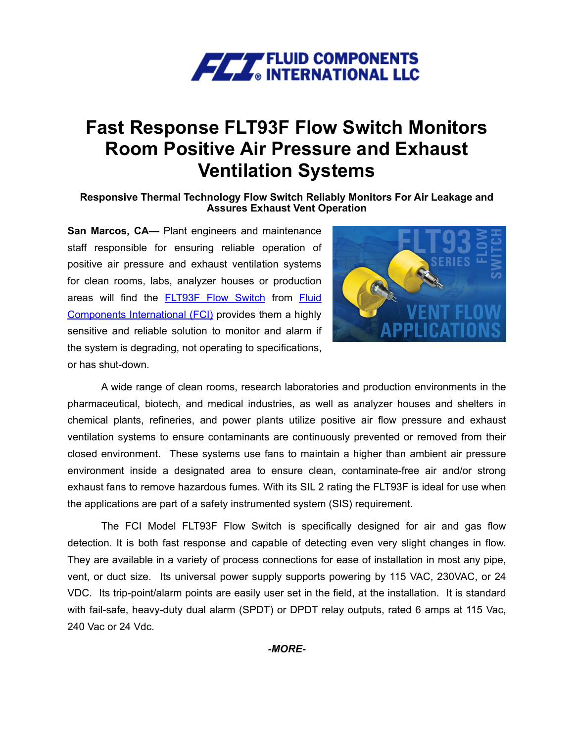FLUID COMPONENTS INTERNATIONAL LLC

# Fast Response FLT93F Flow Switch Monitors Room Positive Air Pressure and Exhaust Ventilation Systems

### Responsive Thermal Technology Flow Switch Reliably Monitors For Air Leakage and Assures Exhaust Vent Operation

**San Marcos, CA—** Plant engineers and maintenance staff responsible for ensuring reliable operation of positive air pressure and exhaust ventilation systems for clean rooms, labs, analyzer houses or production areas will find the FLT93F Flow Switch from Fluid Components International (FCI) provides them a highly sensitive and reliable solution to monitor and alarm if the system is degrading, not operating to specifications, or has shut-down.

A wide range of clean rooms, research laboratories and production environments in the pharmaceutical, biotech, and medical industries, as well as analyzer houses and shelters in chemical plants, refineries, and power plants utilize positive air flow pressure and exhaust ventilation systems to ensure contaminants are continuously prevented or removed from their closed environment. These systems use fans to maintain a higher than ambient air pressure environment inside a designated area to ensure clean, contaminate-free air and/or strong exhaust fans to remove hazardous fumes. With its SIL 2 rating the FLT93F is ideal for use when the applications are part of a safety instrumented system (SIS) requirement.

The FCI Model FLT93F Flow Switch is specifically designed for air and gas flow detection. It is both fast response and capable of detecting even very slight changes in flow. They are available in a variety of process connections for ease of installation in most any pipe, vent, or duct size. Its universal power supply supports powering by 115 VAC, 230VAC, or 24 VDC. Its trip-point/alarm points are easily user set in the field, at the installation. It is standard with fail-safe, heavy-duty dual alarm (SPDT) or DPDT relay outputs, rated 6 amps at 115 Vac, 240 Vac or 24 Vdc.

***-MORE-***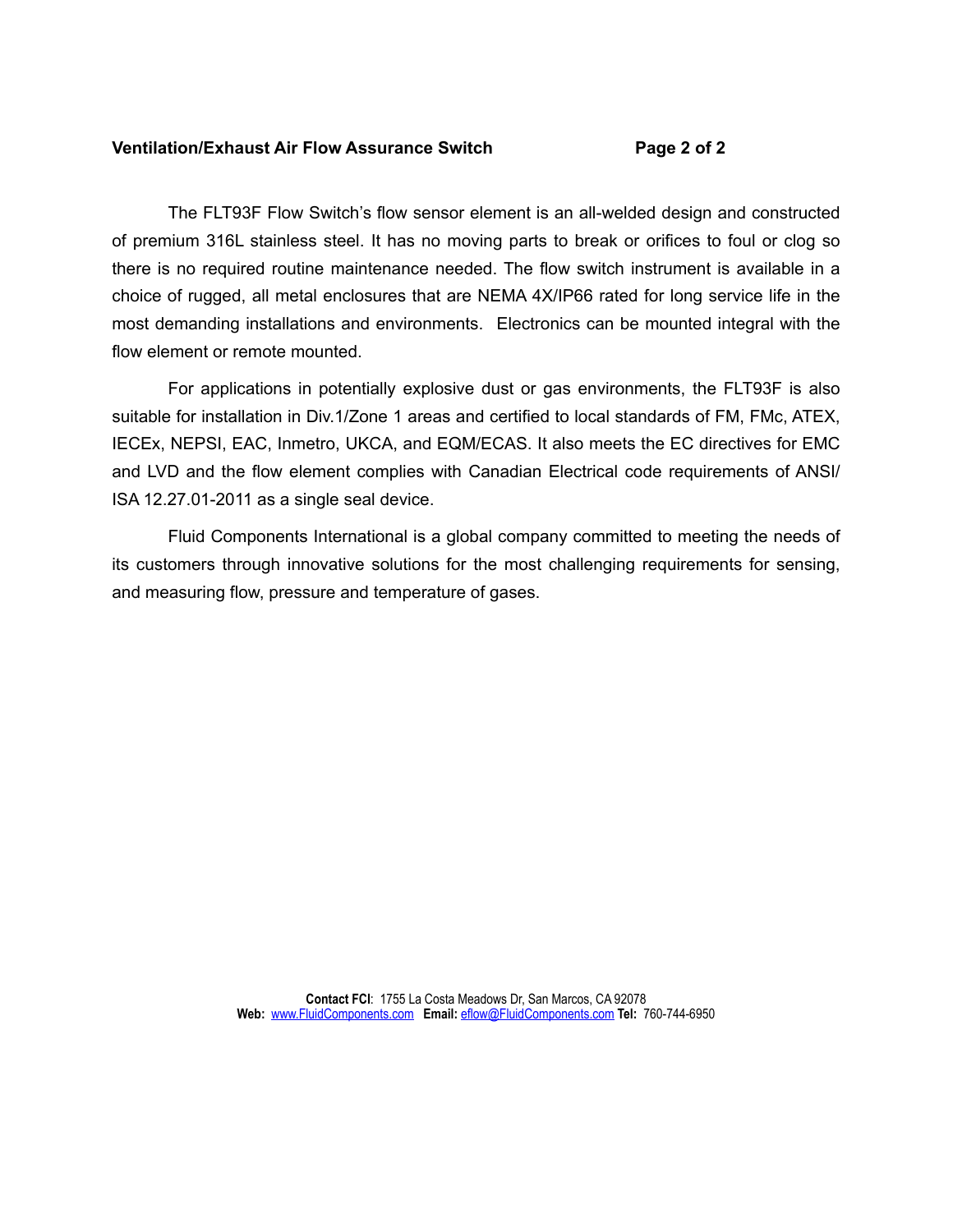The FLT93F Flow Switch's flow sensor element is an all-welded design and constructed of premium 316L stainless steel. It has no moving parts to break or orifices to foul or clog so there is no required routine maintenance needed. The flow switch instrument is available in a choice of rugged, all metal enclosures that are NEMA 4X/IP66 rated for long service life in the most demanding installations and environments.  Electronics can be mounted integral with the flow element or remote mounted.

For applications in potentially explosive dust or gas environments, the FLT93F is also suitable for installation in Div.1/Zone 1 areas and certified to local standards of FM, FMc, ATEX, IECEx, NEPSI, EAC, Inmetro, UKCA, and EQM/ECAS. It also meets the EC directives for EMC and LVD and the flow element complies with Canadian Electrical code requirements of ANSI/ISA 12.27.01-2011 as a single seal device.

Fluid Components International is a global company committed to meeting the needs of its customers through innovative solutions for the most challenging requirements for sensing, and measuring flow, pressure and temperature of gases.

**Contact FCI**: 1755 La Costa Meadows Dr, San Marcos, CA 92078
**Web:** www.FluidComponents.com **Email:** eflow@FluidComponents.com **Tel:** 760-744-6950